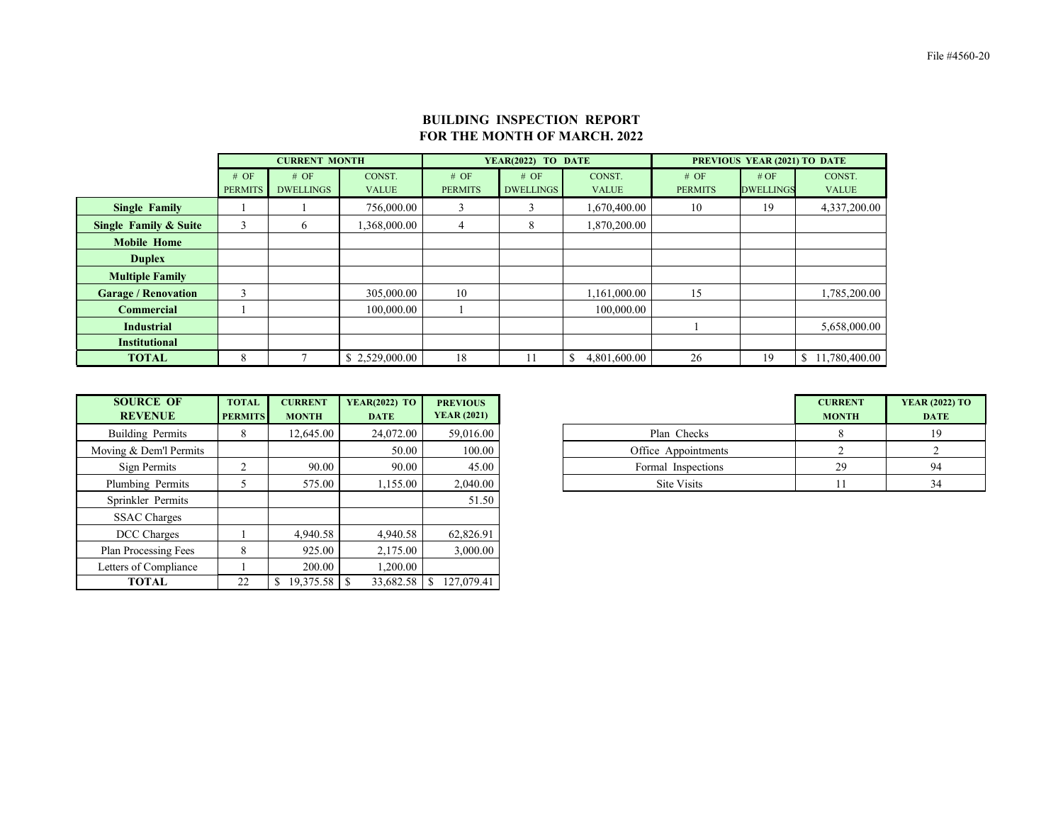File #4560-20

# BUILDING INSPECTION REPORT
# FOR THE MONTH OF MARCH. 2022

| | CURRENT MONTH | | | YEAR(2022) TO DATE | | | PREVIOUS YEAR (2021) TO DATE | | |
|---|---|---|---|---|---|---|---|---|---|
| | # OF PERMITS | # OF DWELLINGS | CONST. VALUE | # OF PERMITS | # OF DWELLINGS | CONST. VALUE | # OF PERMITS | # OF DWELLINGS | CONST. VALUE |
| **Single Family** | 1 | 1 | 756,000.00 | 3 | 3 | 1,670,400.00 | 10 | 19 | 4,337,200.00 |
| **Single Family & Suite** | 3 | 6 | 1,368,000.00 | 4 | 8 | 1,870,200.00 | | | |
| **Mobile Home** | | | | | | | | | |
| **Duplex** | | | | | | | | | |
| **Multiple Family** | | | | | | | | | |
| **Garage / Renovation** | 3 | | 305,000.00 | 10 | | 1,161,000.00 | 15 | | 1,785,200.00 |
| **Commercial** | 1 | | 100,000.00 | 1 | | 100,000.00 | | | |
| **Industrial** | | | | | | | 1 | | 5,658,000.00 |
| **Institutional** | | | | | | | | | |
| **TOTAL** | 8 | 7 | $ 2,529,000.00 | 18 | 11 | $ 4,801,600.00 | 26 | 19 | $ 11,780,400.00 |

| SOURCE OF REVENUE | TOTAL PERMITS | CURRENT MONTH | YEAR(2022) TO DATE | PREVIOUS YEAR (2021) |
|---|---|---|---|---|
| Building Permits | 8 | 12,645.00 | 24,072.00 | 59,016.00 |
| Moving & Dem'l Permits | | | 50.00 | 100.00 |
| Sign Permits | 2 | 90.00 | 90.00 | 45.00 |
| Plumbing Permits | 5 | 575.00 | 1,155.00 | 2,040.00 |
| Sprinkler Permits | | | | 51.50 |
| SSAC Charges | | | | |
| DCC Charges | 1 | 4,940.58 | 4,940.58 | 62,826.91 |
| Plan Processing Fees | 8 | 925.00 | 2,175.00 | 3,000.00 |
| Letters of Compliance | 1 | 200.00 | 1,200.00 | |
| **TOTAL** | 22 | $ 19,375.58 | $ 33,682.58 | $ 127,079.41 |

| | CURRENT MONTH | YEAR (2022) TO DATE |
|---|---|---|
| Plan Checks | 8 | 19 |
| Office Appointments | 2 | 2 |
| Formal Inspections | 29 | 94 |
| Site Visits | 11 | 34 |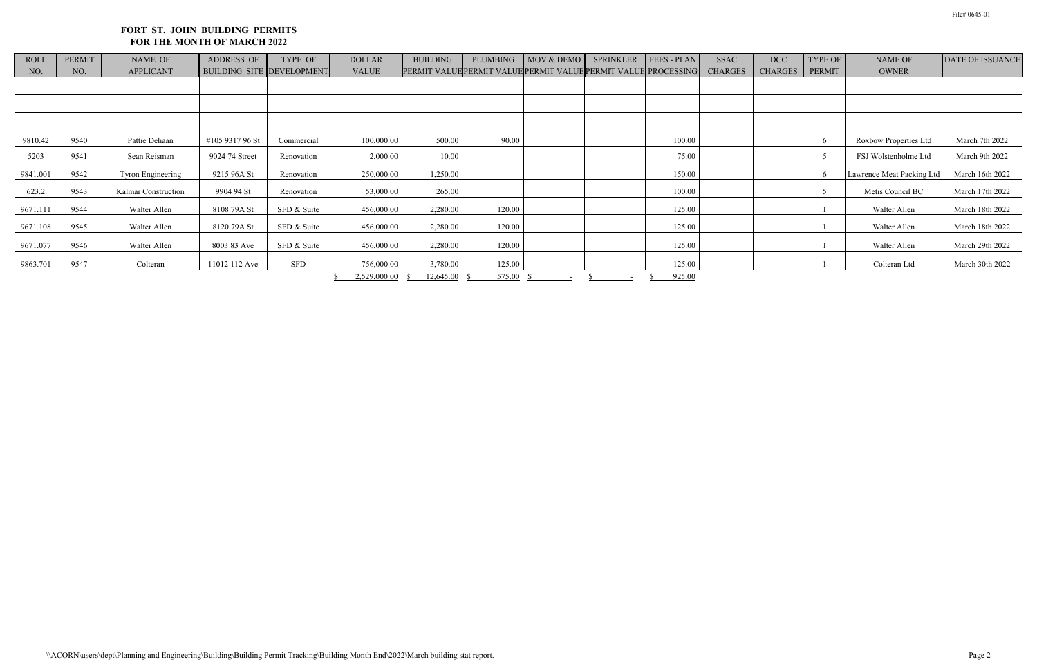**FORT ST. JOHN BUILDING PERMITS**
**FOR THE MONTH OF MARCH 2022**

| ROLL NO. | PERMIT NO. | NAME OF APPLICANT | ADDRESS OF BUILDING SITE | TYPE OF DEVELOPMENT | DOLLAR VALUE | BUILDING PERMIT VALUE | PLUMBING PERMIT VALUE | MOV & DEMO PERMIT VALUE | SPRINKLER PERMIT VALUE | FEES - PLAN PROCESSING | SSAC CHARGES | DCC CHARGES | TYPE OF PERMIT | NAME OF OWNER | DATE OF ISSUANCE |
|---|---|---|---|---|---|---|---|---|---|---|---|---|---|---|---|
| | | | | | | | | | | | | | | | |
| | | | | | | | | | | | | | | | |
| | | | | | | | | | | | | | | | |
| 9810.42 | 9540 | Pattie Dehaan | #105 9317 96 St | Commercial | 100,000.00 | 500.00 | 90.00 | | | 100.00 | | | 6 | Roxbow Properties Ltd | March 7th 2022 |
| 5203 | 9541 | Sean Reisman | 9024 74 Street | Renovation | 2,000.00 | 10.00 | | | | 75.00 | | | 5 | FSJ Wolstenholme Ltd | March 9th 2022 |
| 9841.001 | 9542 | Tyron Engineering | 9215 96A St | Renovation | 250,000.00 | 1,250.00 | | | | 150.00 | | | 6 | Lawrence Meat Packing Ltd | March 16th 2022 |
| 623.2 | 9543 | Kalmar Construction | 9904 94 St | Renovation | 53,000.00 | 265.00 | | | | 100.00 | | | 5 | Metis Council BC | March 17th 2022 |
| 9671.111 | 9544 | Walter Allen | 8108 79A St | SFD & Suite | 456,000.00 | 2,280.00 | 120.00 | | | 125.00 | | | 1 | Walter Allen | March 18th 2022 |
| 9671.108 | 9545 | Walter Allen | 8120 79A St | SFD & Suite | 456,000.00 | 2,280.00 | 120.00 | | | 125.00 | | | 1 | Walter Allen | March 18th 2022 |
| 9671.077 | 9546 | Walter Allen | 8003 83 Ave | SFD & Suite | 456,000.00 | 2,280.00 | 120.00 | | | 125.00 | | | 1 | Walter Allen | March 29th 2022 |
| 9863.701 | 9547 | Colteran | 11012 112 Ave | SFD | 756,000.00 | 3,780.00 | 125.00 | | | 125.00 | | | 1 | Colteran Ltd | March 30th 2022 |
| | | | | | $ 2,529,000.00 | $ 12,645.00 | $ 575.00 | $ - | $ - | $ 925.00 | | | | | |

\\ACORN\users\dept\Planning and Engineering\Building\Building Permit Tracking\Building Month End\2022\March building stat report.